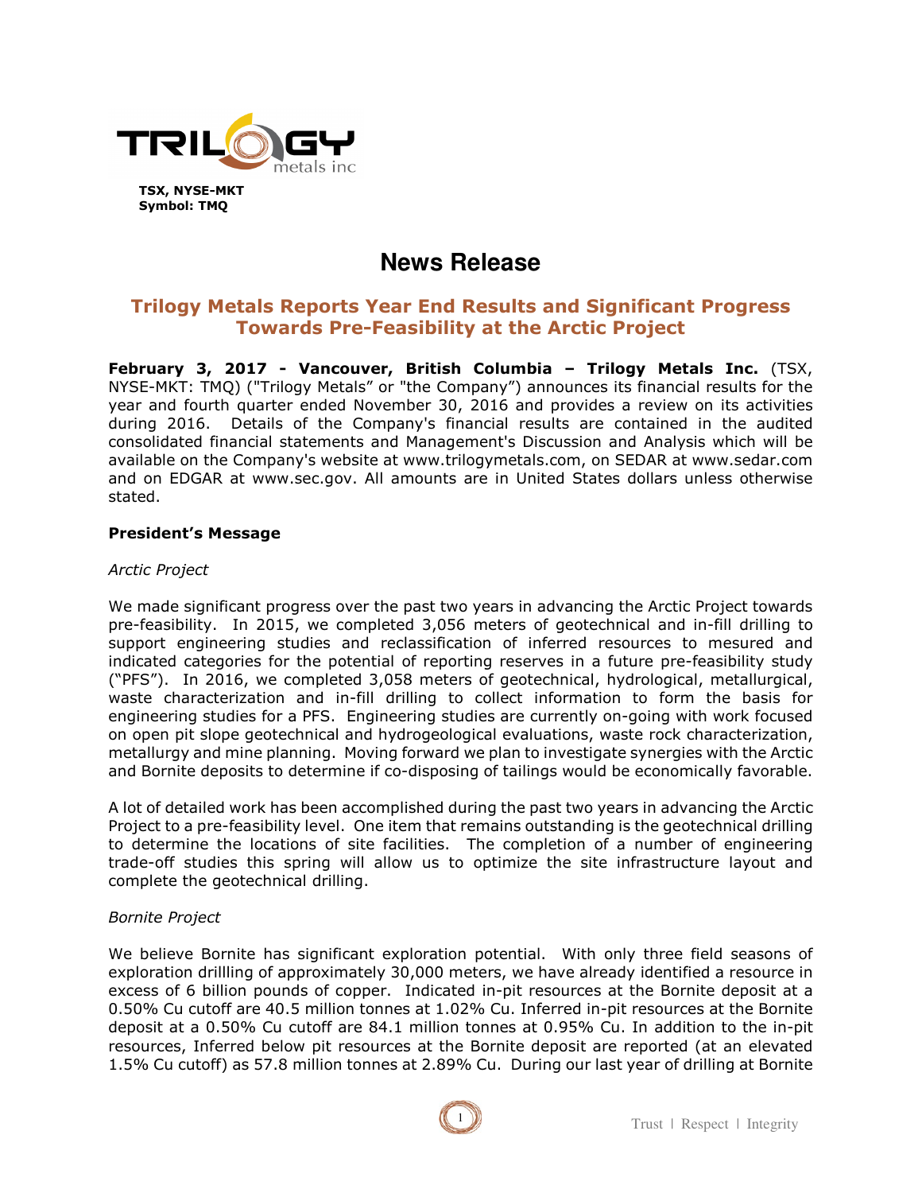TSX, NYSE-MKT
Symbol: TMQ

# News Release

## Trilogy Metals Reports Year End Results and Significant Progress Towards Pre-Feasibility at the Arctic Project

**February 3, 2017 - Vancouver, British Columbia – Trilogy Metals Inc.** (TSX, NYSE-MKT: TMQ) ("Trilogy Metals" or "the Company") announces its financial results for the year and fourth quarter ended November 30, 2016 and provides a review on its activities during 2016. Details of the Company's financial results are contained in the audited consolidated financial statements and Management's Discussion and Analysis which will be available on the Company's website at www.trilogymetals.com, on SEDAR at www.sedar.com and on EDGAR at www.sec.gov. All amounts are in United States dollars unless otherwise stated.

### President's Message

*Arctic Project*

We made significant progress over the past two years in advancing the Arctic Project towards pre-feasibility. In 2015, we completed 3,056 meters of geotechnical and in-fill drilling to support engineering studies and reclassification of inferred resources to mesured and indicated categories for the potential of reporting reserves in a future pre-feasibility study ("PFS"). In 2016, we completed 3,058 meters of geotechnical, hydrological, metallurgical, waste characterization and in-fill drilling to collect information to form the basis for engineering studies for a PFS. Engineering studies are currently on-going with work focused on open pit slope geotechnical and hydrogeological evaluations, waste rock characterization, metallurgy and mine planning. Moving forward we plan to investigate synergies with the Arctic and Bornite deposits to determine if co-disposing of tailings would be economically favorable.

A lot of detailed work has been accomplished during the past two years in advancing the Arctic Project to a pre-feasibility level. One item that remains outstanding is the geotechnical drilling to determine the locations of site facilities. The completion of a number of engineering trade-off studies this spring will allow us to optimize the site infrastructure layout and complete the geotechnical drilling.

*Bornite Project*

We believe Bornite has significant exploration potential. With only three field seasons of exploration drillling of approximately 30,000 meters, we have already identified a resource in excess of 6 billion pounds of copper. Indicated in-pit resources at the Bornite deposit at a 0.50% Cu cutoff are 40.5 million tonnes at 1.02% Cu. Inferred in-pit resources at the Bornite deposit at a 0.50% Cu cutoff are 84.1 million tonnes at 0.95% Cu. In addition to the in-pit resources, Inferred below pit resources at the Bornite deposit are reported (at an elevated 1.5% Cu cutoff) as 57.8 million tonnes at 2.89% Cu. During our last year of drilling at Bornite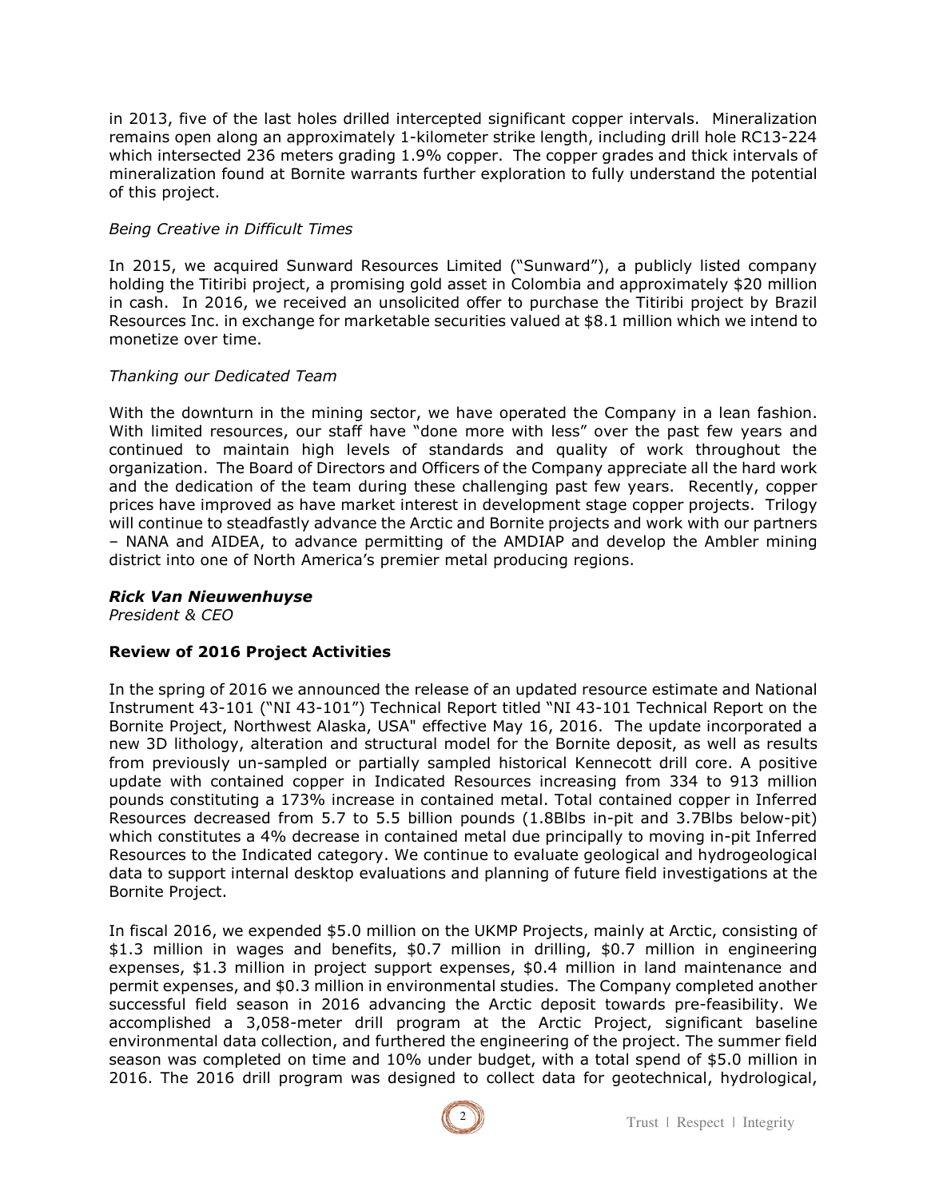in 2013, five of the last holes drilled intercepted significant copper intervals. Mineralization remains open along an approximately 1-kilometer strike length, including drill hole RC13-224 which intersected 236 meters grading 1.9% copper. The copper grades and thick intervals of mineralization found at Bornite warrants further exploration to fully understand the potential of this project.

*Being Creative in Difficult Times*

In 2015, we acquired Sunward Resources Limited ("Sunward"), a publicly listed company holding the Titiribi project, a promising gold asset in Colombia and approximately $20 million in cash. In 2016, we received an unsolicited offer to purchase the Titiribi project by Brazil Resources Inc. in exchange for marketable securities valued at $8.1 million which we intend to monetize over time.

*Thanking our Dedicated Team*

With the downturn in the mining sector, we have operated the Company in a lean fashion. With limited resources, our staff have "done more with less" over the past few years and continued to maintain high levels of standards and quality of work throughout the organization. The Board of Directors and Officers of the Company appreciate all the hard work and the dedication of the team during these challenging past few years. Recently, copper prices have improved as have market interest in development stage copper projects. Trilogy will continue to steadfastly advance the Arctic and Bornite projects and work with our partners – NANA and AIDEA, to advance permitting of the AMDIAP and develop the Ambler mining district into one of North America's premier metal producing regions.

***Rick Van Nieuwenhuyse***
*President & CEO*

**Review of 2016 Project Activities**

In the spring of 2016 we announced the release of an updated resource estimate and National Instrument 43-101 ("NI 43-101") Technical Report titled "NI 43-101 Technical Report on the Bornite Project, Northwest Alaska, USA" effective May 16, 2016. The update incorporated a new 3D lithology, alteration and structural model for the Bornite deposit, as well as results from previously un-sampled or partially sampled historical Kennecott drill core. A positive update with contained copper in Indicated Resources increasing from 334 to 913 million pounds constituting a 173% increase in contained metal. Total contained copper in Inferred Resources decreased from 5.7 to 5.5 billion pounds (1.8Blbs in-pit and 3.7Blbs below-pit) which constitutes a 4% decrease in contained metal due principally to moving in-pit Inferred Resources to the Indicated category. We continue to evaluate geological and hydrogeological data to support internal desktop evaluations and planning of future field investigations at the Bornite Project.

In fiscal 2016, we expended $5.0 million on the UKMP Projects, mainly at Arctic, consisting of $1.3 million in wages and benefits, $0.7 million in drilling, $0.7 million in engineering expenses, $1.3 million in project support expenses, $0.4 million in land maintenance and permit expenses, and $0.3 million in environmental studies. The Company completed another successful field season in 2016 advancing the Arctic deposit towards pre-feasibility. We accomplished a 3,058-meter drill program at the Arctic Project, significant baseline environmental data collection, and furthered the engineering of the project. The summer field season was completed on time and 10% under budget, with a total spend of $5.0 million in 2016. The 2016 drill program was designed to collect data for geotechnical, hydrological,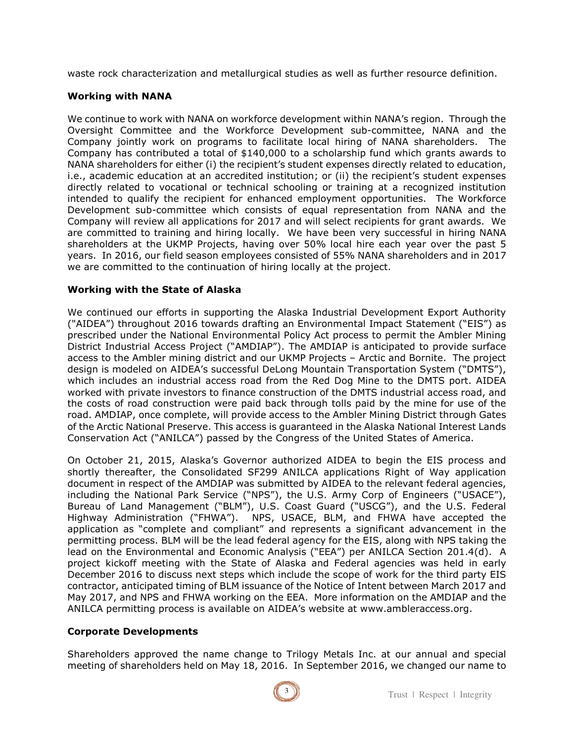waste rock characterization and metallurgical studies as well as further resource definition.

### Working with NANA

We continue to work with NANA on workforce development within NANA's region. Through the Oversight Committee and the Workforce Development sub-committee, NANA and the Company jointly work on programs to facilitate local hiring of NANA shareholders. The Company has contributed a total of $140,000 to a scholarship fund which grants awards to NANA shareholders for either (i) the recipient's student expenses directly related to education, i.e., academic education at an accredited institution; or (ii) the recipient's student expenses directly related to vocational or technical schooling or training at a recognized institution intended to qualify the recipient for enhanced employment opportunities. The Workforce Development sub-committee which consists of equal representation from NANA and the Company will review all applications for 2017 and will select recipients for grant awards. We are committed to training and hiring locally. We have been very successful in hiring NANA shareholders at the UKMP Projects, having over 50% local hire each year over the past 5 years. In 2016, our field season employees consisted of 55% NANA shareholders and in 2017 we are committed to the continuation of hiring locally at the project.

### Working with the State of Alaska

We continued our efforts in supporting the Alaska Industrial Development Export Authority ("AIDEA") throughout 2016 towards drafting an Environmental Impact Statement ("EIS") as prescribed under the National Environmental Policy Act process to permit the Ambler Mining District Industrial Access Project ("AMDIAP"). The AMDIAP is anticipated to provide surface access to the Ambler mining district and our UKMP Projects – Arctic and Bornite. The project design is modeled on AIDEA's successful DeLong Mountain Transportation System ("DMTS"), which includes an industrial access road from the Red Dog Mine to the DMTS port. AIDEA worked with private investors to finance construction of the DMTS industrial access road, and the costs of road construction were paid back through tolls paid by the mine for use of the road. AMDIAP, once complete, will provide access to the Ambler Mining District through Gates of the Arctic National Preserve. This access is guaranteed in the Alaska National Interest Lands Conservation Act ("ANILCA") passed by the Congress of the United States of America.

On October 21, 2015, Alaska's Governor authorized AIDEA to begin the EIS process and shortly thereafter, the Consolidated SF299 ANILCA applications Right of Way application document in respect of the AMDIAP was submitted by AIDEA to the relevant federal agencies, including the National Park Service ("NPS"), the U.S. Army Corp of Engineers ("USACE"), Bureau of Land Management ("BLM"), U.S. Coast Guard ("USCG"), and the U.S. Federal Highway Administration ("FHWA"). NPS, USACE, BLM, and FHWA have accepted the application as "complete and compliant" and represents a significant advancement in the permitting process. BLM will be the lead federal agency for the EIS, along with NPS taking the lead on the Environmental and Economic Analysis ("EEA") per ANILCA Section 201.4(d). A project kickoff meeting with the State of Alaska and Federal agencies was held in early December 2016 to discuss next steps which include the scope of work for the third party EIS contractor, anticipated timing of BLM issuance of the Notice of Intent between March 2017 and May 2017, and NPS and FHWA working on the EEA. More information on the AMDIAP and the ANILCA permitting process is available on AIDEA's website at www.ambleraccess.org.

### Corporate Developments

Shareholders approved the name change to Trilogy Metals Inc. at our annual and special meeting of shareholders held on May 18, 2016. In September 2016, we changed our name to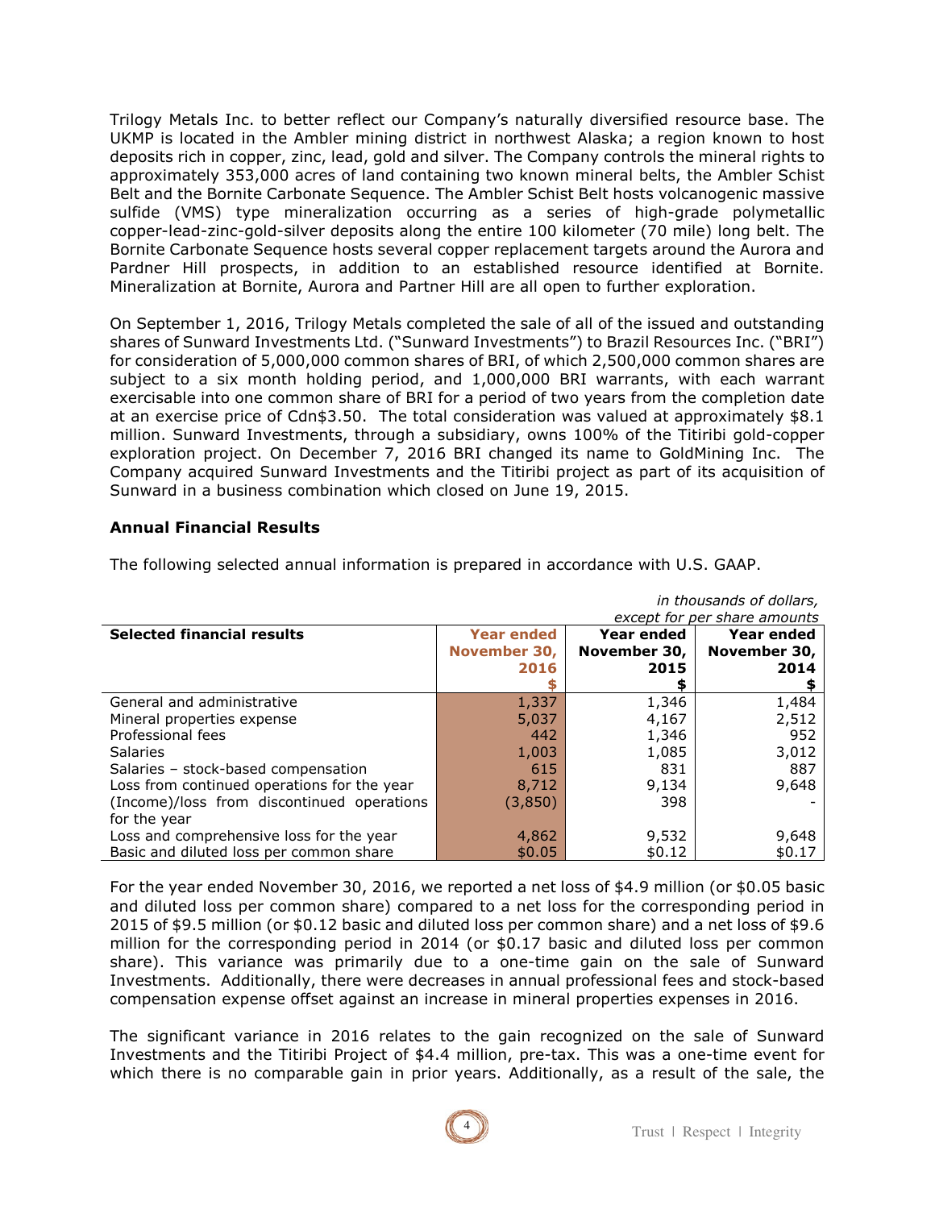Trilogy Metals Inc. to better reflect our Company's naturally diversified resource base. The UKMP is located in the Ambler mining district in northwest Alaska; a region known to host deposits rich in copper, zinc, lead, gold and silver. The Company controls the mineral rights to approximately 353,000 acres of land containing two known mineral belts, the Ambler Schist Belt and the Bornite Carbonate Sequence. The Ambler Schist Belt hosts volcanogenic massive sulfide (VMS) type mineralization occurring as a series of high-grade polymetallic copper-lead-zinc-gold-silver deposits along the entire 100 kilometer (70 mile) long belt. The Bornite Carbonate Sequence hosts several copper replacement targets around the Aurora and Pardner Hill prospects, in addition to an established resource identified at Bornite. Mineralization at Bornite, Aurora and Partner Hill are all open to further exploration.

On September 1, 2016, Trilogy Metals completed the sale of all of the issued and outstanding shares of Sunward Investments Ltd. ("Sunward Investments") to Brazil Resources Inc. ("BRI") for consideration of 5,000,000 common shares of BRI, of which 2,500,000 common shares are subject to a six month holding period, and 1,000,000 BRI warrants, with each warrant exercisable into one common share of BRI for a period of two years from the completion date at an exercise price of Cdn$3.50. The total consideration was valued at approximately $8.1 million. Sunward Investments, through a subsidiary, owns 100% of the Titiribi gold-copper exploration project. On December 7, 2016 BRI changed its name to GoldMining Inc. The Company acquired Sunward Investments and the Titiribi project as part of its acquisition of Sunward in a business combination which closed on June 19, 2015.

## Annual Financial Results

The following selected annual information is prepared in accordance with U.S. GAAP.

*in thousands of dollars, except for per share amounts*

| Selected financial results | Year ended November 30, 2016 $ | Year ended November 30, 2015 $ | Year ended November 30, 2014 $ |
|---|---|---|---|
| General and administrative | 1,337 | 1,346 | 1,484 |
| Mineral properties expense | 5,037 | 4,167 | 2,512 |
| Professional fees | 442 | 1,346 | 952 |
| Salaries | 1,003 | 1,085 | 3,012 |
| Salaries – stock-based compensation | 615 | 831 | 887 |
| Loss from continued operations for the year | 8,712 | 9,134 | 9,648 |
| (Income)/loss from discontinued operations for the year | (3,850) | 398 | - |
| Loss and comprehensive loss for the year | 4,862 | 9,532 | 9,648 |
| Basic and diluted loss per common share | $0.05 | $0.12 | $0.17 |

For the year ended November 30, 2016, we reported a net loss of $4.9 million (or $0.05 basic and diluted loss per common share) compared to a net loss for the corresponding period in 2015 of $9.5 million (or $0.12 basic and diluted loss per common share) and a net loss of $9.6 million for the corresponding period in 2014 (or $0.17 basic and diluted loss per common share). This variance was primarily due to a one-time gain on the sale of Sunward Investments. Additionally, there were decreases in annual professional fees and stock-based compensation expense offset against an increase in mineral properties expenses in 2016.

The significant variance in 2016 relates to the gain recognized on the sale of Sunward Investments and the Titiribi Project of $4.4 million, pre-tax. This was a one-time event for which there is no comparable gain in prior years. Additionally, as a result of the sale, the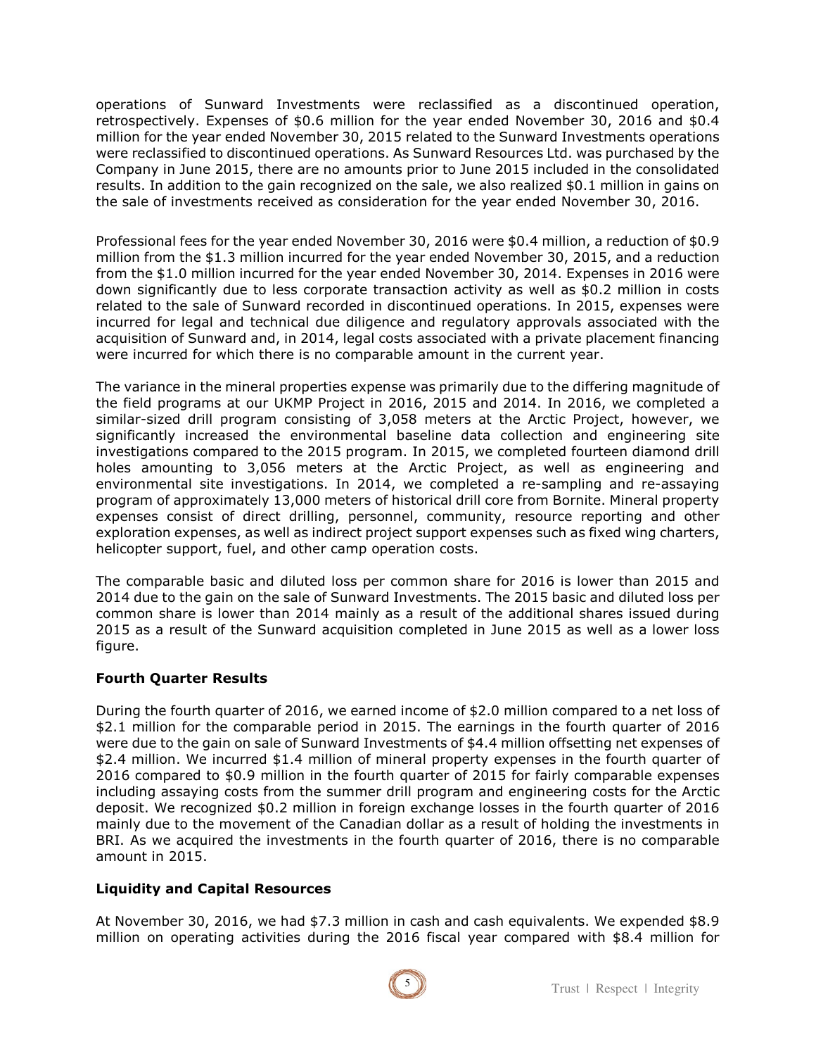operations of Sunward Investments were reclassified as a discontinued operation, retrospectively. Expenses of $0.6 million for the year ended November 30, 2016 and $0.4 million for the year ended November 30, 2015 related to the Sunward Investments operations were reclassified to discontinued operations. As Sunward Resources Ltd. was purchased by the Company in June 2015, there are no amounts prior to June 2015 included in the consolidated results. In addition to the gain recognized on the sale, we also realized $0.1 million in gains on the sale of investments received as consideration for the year ended November 30, 2016.

Professional fees for the year ended November 30, 2016 were $0.4 million, a reduction of $0.9 million from the $1.3 million incurred for the year ended November 30, 2015, and a reduction from the $1.0 million incurred for the year ended November 30, 2014. Expenses in 2016 were down significantly due to less corporate transaction activity as well as $0.2 million in costs related to the sale of Sunward recorded in discontinued operations. In 2015, expenses were incurred for legal and technical due diligence and regulatory approvals associated with the acquisition of Sunward and, in 2014, legal costs associated with a private placement financing were incurred for which there is no comparable amount in the current year.

The variance in the mineral properties expense was primarily due to the differing magnitude of the field programs at our UKMP Project in 2016, 2015 and 2014. In 2016, we completed a similar-sized drill program consisting of 3,058 meters at the Arctic Project, however, we significantly increased the environmental baseline data collection and engineering site investigations compared to the 2015 program. In 2015, we completed fourteen diamond drill holes amounting to 3,056 meters at the Arctic Project, as well as engineering and environmental site investigations. In 2014, we completed a re-sampling and re-assaying program of approximately 13,000 meters of historical drill core from Bornite. Mineral property expenses consist of direct drilling, personnel, community, resource reporting and other exploration expenses, as well as indirect project support expenses such as fixed wing charters, helicopter support, fuel, and other camp operation costs.

The comparable basic and diluted loss per common share for 2016 is lower than 2015 and 2014 due to the gain on the sale of Sunward Investments. The 2015 basic and diluted loss per common share is lower than 2014 mainly as a result of the additional shares issued during 2015 as a result of the Sunward acquisition completed in June 2015 as well as a lower loss figure.

### Fourth Quarter Results

During the fourth quarter of 2016, we earned income of $2.0 million compared to a net loss of $2.1 million for the comparable period in 2015. The earnings in the fourth quarter of 2016 were due to the gain on sale of Sunward Investments of $4.4 million offsetting net expenses of $2.4 million. We incurred $1.4 million of mineral property expenses in the fourth quarter of 2016 compared to $0.9 million in the fourth quarter of 2015 for fairly comparable expenses including assaying costs from the summer drill program and engineering costs for the Arctic deposit. We recognized $0.2 million in foreign exchange losses in the fourth quarter of 2016 mainly due to the movement of the Canadian dollar as a result of holding the investments in BRI. As we acquired the investments in the fourth quarter of 2016, there is no comparable amount in 2015.

### Liquidity and Capital Resources

At November 30, 2016, we had $7.3 million in cash and cash equivalents. We expended $8.9 million on operating activities during the 2016 fiscal year compared with $8.4 million for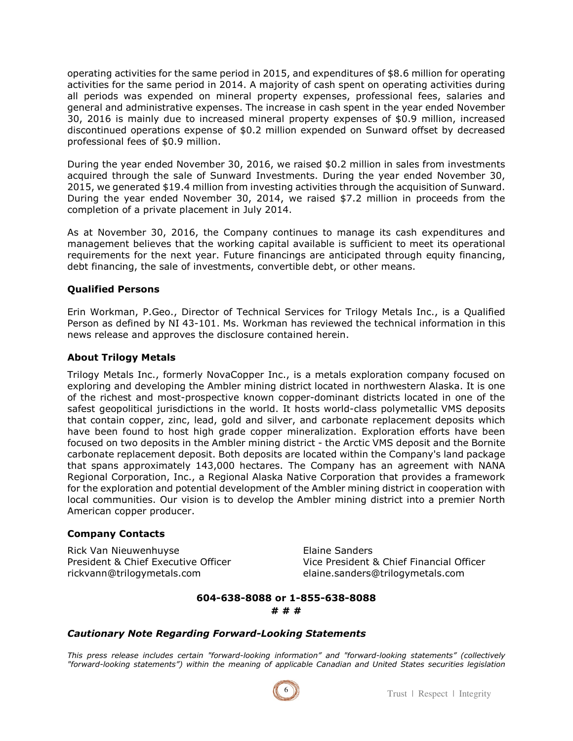operating activities for the same period in 2015, and expenditures of $8.6 million for operating activities for the same period in 2014. A majority of cash spent on operating activities during all periods was expended on mineral property expenses, professional fees, salaries and general and administrative expenses. The increase in cash spent in the year ended November 30, 2016 is mainly due to increased mineral property expenses of $0.9 million, increased discontinued operations expense of $0.2 million expended on Sunward offset by decreased professional fees of $0.9 million.

During the year ended November 30, 2016, we raised $0.2 million in sales from investments acquired through the sale of Sunward Investments. During the year ended November 30, 2015, we generated $19.4 million from investing activities through the acquisition of Sunward. During the year ended November 30, 2014, we raised $7.2 million in proceeds from the completion of a private placement in July 2014.

As at November 30, 2016, the Company continues to manage its cash expenditures and management believes that the working capital available is sufficient to meet its operational requirements for the next year. Future financings are anticipated through equity financing, debt financing, the sale of investments, convertible debt, or other means.

### Qualified Persons

Erin Workman, P.Geo., Director of Technical Services for Trilogy Metals Inc., is a Qualified Person as defined by NI 43-101. Ms. Workman has reviewed the technical information in this news release and approves the disclosure contained herein.

### About Trilogy Metals

Trilogy Metals Inc., formerly NovaCopper Inc., is a metals exploration company focused on exploring and developing the Ambler mining district located in northwestern Alaska. It is one of the richest and most-prospective known copper-dominant districts located in one of the safest geopolitical jurisdictions in the world. It hosts world-class polymetallic VMS deposits that contain copper, zinc, lead, gold and silver, and carbonate replacement deposits which have been found to host high grade copper mineralization. Exploration efforts have been focused on two deposits in the Ambler mining district - the Arctic VMS deposit and the Bornite carbonate replacement deposit. Both deposits are located within the Company's land package that spans approximately 143,000 hectares. The Company has an agreement with NANA Regional Corporation, Inc., a Regional Alaska Native Corporation that provides a framework for the exploration and potential development of the Ambler mining district in cooperation with local communities. Our vision is to develop the Ambler mining district into a premier North American copper producer.

### Company Contacts

Rick Van Nieuwenhuyse
President & Chief Executive Officer
rickvann@trilogymetals.com

Elaine Sanders
Vice President & Chief Financial Officer
elaine.sanders@trilogymetals.com

**604-638-8088 or 1-855-638-8088**

**# # #**

### *Cautionary Note Regarding Forward-Looking Statements*

*This press release includes certain "forward-looking information" and "forward-looking statements" (collectively "forward-looking statements") within the meaning of applicable Canadian and United States securities legislation*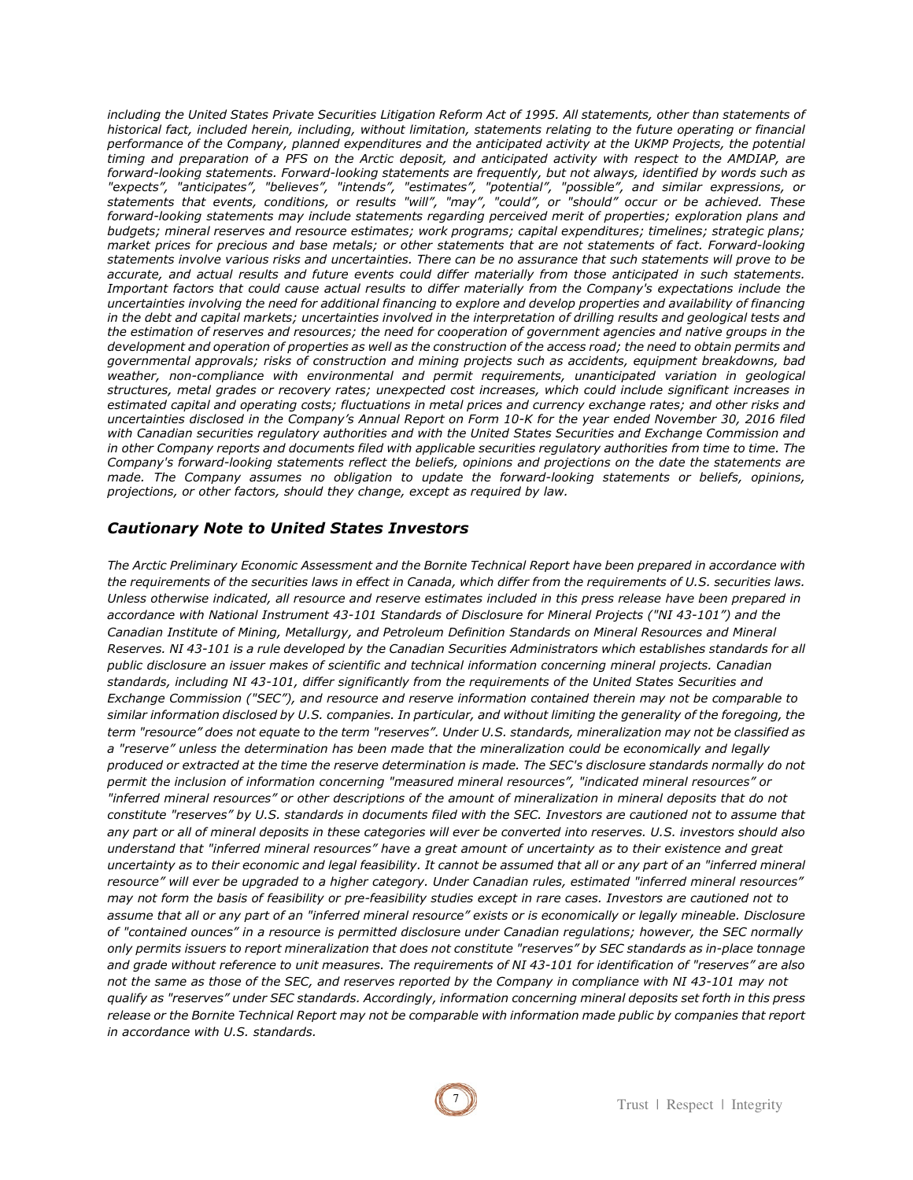*including the United States Private Securities Litigation Reform Act of 1995. All statements, other than statements of historical fact, included herein, including, without limitation, statements relating to the future operating or financial performance of the Company, planned expenditures and the anticipated activity at the UKMP Projects, the potential timing and preparation of a PFS on the Arctic deposit, and anticipated activity with respect to the AMDIAP, are forward-looking statements. Forward-looking statements are frequently, but not always, identified by words such as "expects", "anticipates", "believes", "intends", "estimates", "potential", "possible", and similar expressions, or statements that events, conditions, or results "will", "may", "could", or "should" occur or be achieved. These forward-looking statements may include statements regarding perceived merit of properties; exploration plans and budgets; mineral reserves and resource estimates; work programs; capital expenditures; timelines; strategic plans; market prices for precious and base metals; or other statements that are not statements of fact. Forward-looking statements involve various risks and uncertainties. There can be no assurance that such statements will prove to be accurate, and actual results and future events could differ materially from those anticipated in such statements. Important factors that could cause actual results to differ materially from the Company's expectations include the uncertainties involving the need for additional financing to explore and develop properties and availability of financing in the debt and capital markets; uncertainties involved in the interpretation of drilling results and geological tests and the estimation of reserves and resources; the need for cooperation of government agencies and native groups in the development and operation of properties as well as the construction of the access road; the need to obtain permits and governmental approvals; risks of construction and mining projects such as accidents, equipment breakdowns, bad weather, non-compliance with environmental and permit requirements, unanticipated variation in geological structures, metal grades or recovery rates; unexpected cost increases, which could include significant increases in estimated capital and operating costs; fluctuations in metal prices and currency exchange rates; and other risks and uncertainties disclosed in the Company's Annual Report on Form 10-K for the year ended November 30, 2016 filed with Canadian securities regulatory authorities and with the United States Securities and Exchange Commission and in other Company reports and documents filed with applicable securities regulatory authorities from time to time. The Company's forward-looking statements reflect the beliefs, opinions and projections on the date the statements are made. The Company assumes no obligation to update the forward-looking statements or beliefs, opinions, projections, or other factors, should they change, except as required by law.*

## *Cautionary Note to United States Investors*

*The Arctic Preliminary Economic Assessment and the Bornite Technical Report have been prepared in accordance with the requirements of the securities laws in effect in Canada, which differ from the requirements of U.S. securities laws. Unless otherwise indicated, all resource and reserve estimates included in this press release have been prepared in accordance with National Instrument 43-101 Standards of Disclosure for Mineral Projects ("NI 43-101") and the Canadian Institute of Mining, Metallurgy, and Petroleum Definition Standards on Mineral Resources and Mineral Reserves. NI 43-101 is a rule developed by the Canadian Securities Administrators which establishes standards for all public disclosure an issuer makes of scientific and technical information concerning mineral projects. Canadian standards, including NI 43-101, differ significantly from the requirements of the United States Securities and Exchange Commission ("SEC"), and resource and reserve information contained therein may not be comparable to similar information disclosed by U.S. companies. In particular, and without limiting the generality of the foregoing, the term "resource" does not equate to the term "reserves". Under U.S. standards, mineralization may not be classified as a "reserve" unless the determination has been made that the mineralization could be economically and legally produced or extracted at the time the reserve determination is made. The SEC's disclosure standards normally do not permit the inclusion of information concerning "measured mineral resources", "indicated mineral resources" or "inferred mineral resources" or other descriptions of the amount of mineralization in mineral deposits that do not constitute "reserves" by U.S. standards in documents filed with the SEC. Investors are cautioned not to assume that any part or all of mineral deposits in these categories will ever be converted into reserves. U.S. investors should also understand that "inferred mineral resources" have a great amount of uncertainty as to their existence and great uncertainty as to their economic and legal feasibility. It cannot be assumed that all or any part of an "inferred mineral resource" will ever be upgraded to a higher category. Under Canadian rules, estimated "inferred mineral resources" may not form the basis of feasibility or pre-feasibility studies except in rare cases. Investors are cautioned not to assume that all or any part of an "inferred mineral resource" exists or is economically or legally mineable. Disclosure of "contained ounces" in a resource is permitted disclosure under Canadian regulations; however, the SEC normally only permits issuers to report mineralization that does not constitute "reserves" by SEC standards as in-place tonnage and grade without reference to unit measures. The requirements of NI 43-101 for identification of "reserves" are also not the same as those of the SEC, and reserves reported by the Company in compliance with NI 43-101 may not qualify as "reserves" under SEC standards. Accordingly, information concerning mineral deposits set forth in this press release or the Bornite Technical Report may not be comparable with information made public by companies that report in accordance with U.S. standards.*